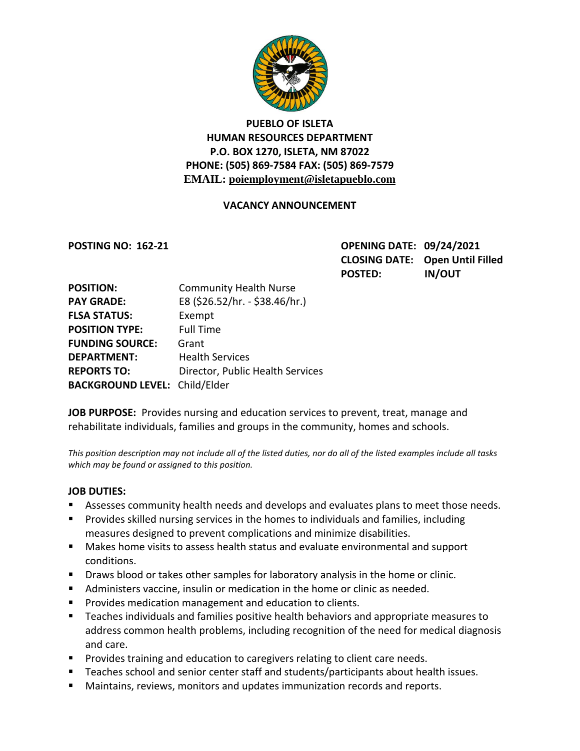**PUEBLO OF ISLETA**
**HUMAN RESOURCES DEPARTMENT**
**P.O. BOX 1270, ISLETA, NM 87022**
**PHONE: (505) 869-7584 FAX: (505) 869-7579**
**EMAIL: poiemployment@isletapueblo.com**

**VACANCY ANNOUNCEMENT**

**POSTING NO: 162-21**

**OPENING DATE: 09/24/2021**
**CLOSING DATE: Open Until Filled**
**POSTED: IN/OUT**

**POSITION:** Community Health Nurse
**PAY GRADE:** E8 ($26.52/hr. - $38.46/hr.)
**FLSA STATUS:** Exempt
**POSITION TYPE:** Full Time
**FUNDING SOURCE:** Grant
**DEPARTMENT:** Health Services
**REPORTS TO:** Director, Public Health Services
**BACKGROUND LEVEL:** Child/Elder

**JOB PURPOSE:** Provides nursing and education services to prevent, treat, manage and rehabilitate individuals, families and groups in the community, homes and schools.

*This position description may not include all of the listed duties, nor do all of the listed examples include all tasks which may be found or assigned to this position.*

**JOB DUTIES:**

- Assesses community health needs and develops and evaluates plans to meet those needs.
- Provides skilled nursing services in the homes to individuals and families, including measures designed to prevent complications and minimize disabilities.
- Makes home visits to assess health status and evaluate environmental and support conditions.
- Draws blood or takes other samples for laboratory analysis in the home or clinic.
- Administers vaccine, insulin or medication in the home or clinic as needed.
- Provides medication management and education to clients.
- Teaches individuals and families positive health behaviors and appropriate measures to address common health problems, including recognition of the need for medical diagnosis and care.
- Provides training and education to caregivers relating to client care needs.
- Teaches school and senior center staff and students/participants about health issues.
- Maintains, reviews, monitors and updates immunization records and reports.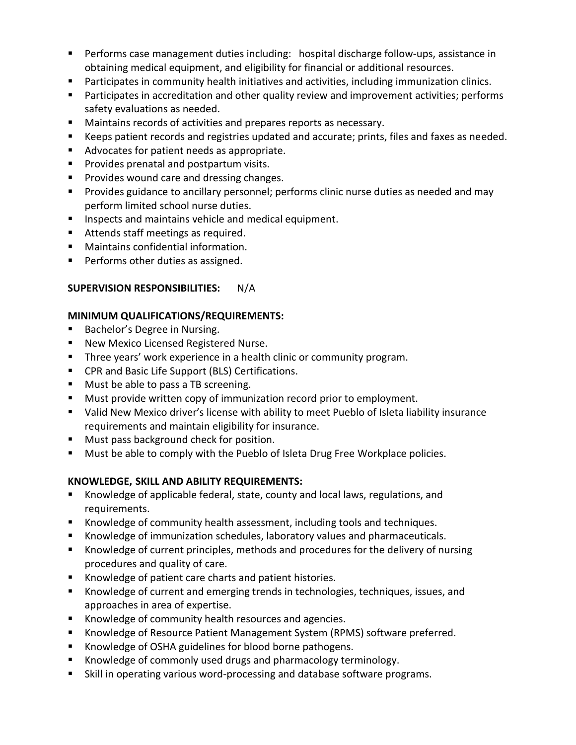- Performs case management duties including: hospital discharge follow-ups, assistance in obtaining medical equipment, and eligibility for financial or additional resources.
- Participates in community health initiatives and activities, including immunization clinics.
- Participates in accreditation and other quality review and improvement activities; performs safety evaluations as needed.
- Maintains records of activities and prepares reports as necessary.
- Keeps patient records and registries updated and accurate; prints, files and faxes as needed.
- Advocates for patient needs as appropriate.
- Provides prenatal and postpartum visits.
- Provides wound care and dressing changes.
- Provides guidance to ancillary personnel; performs clinic nurse duties as needed and may perform limited school nurse duties.
- Inspects and maintains vehicle and medical equipment.
- Attends staff meetings as required.
- Maintains confidential information.
- Performs other duties as assigned.

**SUPERVISION RESPONSIBILITIES:** N/A

**MINIMUM QUALIFICATIONS/REQUIREMENTS:**

- Bachelor's Degree in Nursing.
- New Mexico Licensed Registered Nurse.
- Three years' work experience in a health clinic or community program.
- CPR and Basic Life Support (BLS) Certifications.
- Must be able to pass a TB screening.
- Must provide written copy of immunization record prior to employment.
- Valid New Mexico driver's license with ability to meet Pueblo of Isleta liability insurance requirements and maintain eligibility for insurance.
- Must pass background check for position.
- Must be able to comply with the Pueblo of Isleta Drug Free Workplace policies.

**KNOWLEDGE, SKILL AND ABILITY REQUIREMENTS:**

- Knowledge of applicable federal, state, county and local laws, regulations, and requirements.
- Knowledge of community health assessment, including tools and techniques.
- Knowledge of immunization schedules, laboratory values and pharmaceuticals.
- Knowledge of current principles, methods and procedures for the delivery of nursing procedures and quality of care.
- Knowledge of patient care charts and patient histories.
- Knowledge of current and emerging trends in technologies, techniques, issues, and approaches in area of expertise.
- Knowledge of community health resources and agencies.
- Knowledge of Resource Patient Management System (RPMS) software preferred.
- Knowledge of OSHA guidelines for blood borne pathogens.
- Knowledge of commonly used drugs and pharmacology terminology.
- Skill in operating various word-processing and database software programs.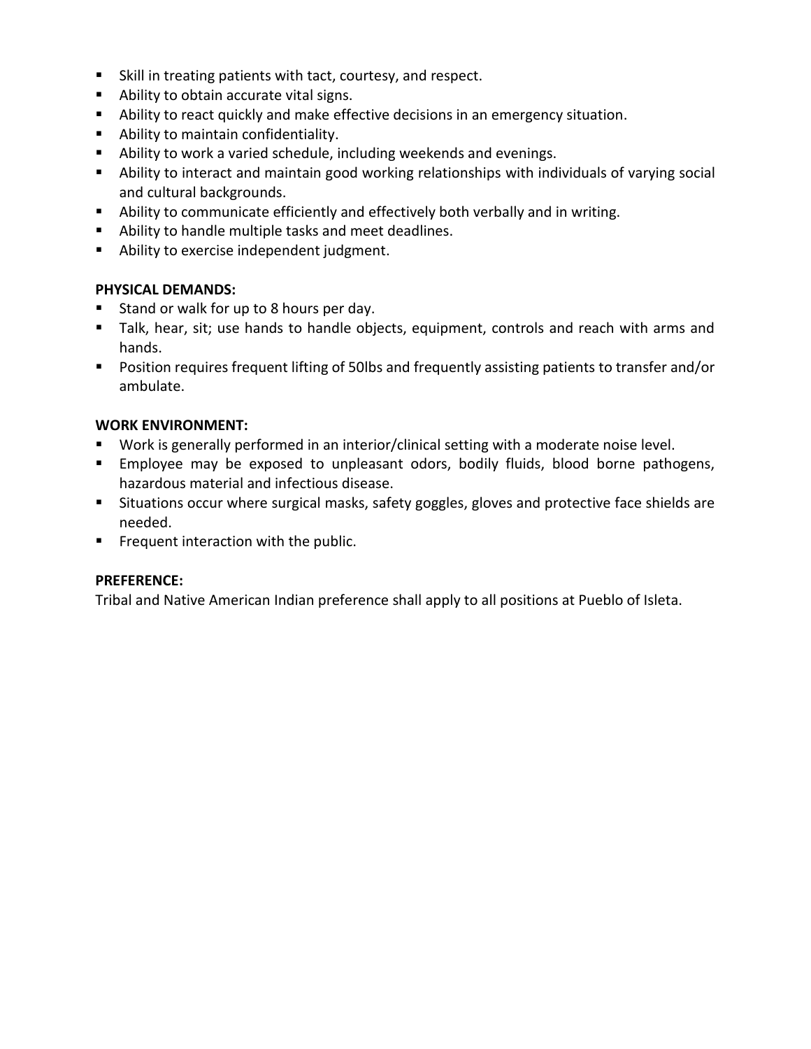- Skill in treating patients with tact, courtesy, and respect.
- Ability to obtain accurate vital signs.
- Ability to react quickly and make effective decisions in an emergency situation.
- Ability to maintain confidentiality.
- Ability to work a varied schedule, including weekends and evenings.
- Ability to interact and maintain good working relationships with individuals of varying social and cultural backgrounds.
- Ability to communicate efficiently and effectively both verbally and in writing.
- Ability to handle multiple tasks and meet deadlines.
- Ability to exercise independent judgment.

**PHYSICAL DEMANDS:**

- Stand or walk for up to 8 hours per day.
- Talk, hear, sit; use hands to handle objects, equipment, controls and reach with arms and hands.
- Position requires frequent lifting of 50lbs and frequently assisting patients to transfer and/or ambulate.

**WORK ENVIRONMENT:**

- Work is generally performed in an interior/clinical setting with a moderate noise level.
- Employee may be exposed to unpleasant odors, bodily fluids, blood borne pathogens, hazardous material and infectious disease.
- Situations occur where surgical masks, safety goggles, gloves and protective face shields are needed.
- Frequent interaction with the public.

**PREFERENCE:**

Tribal and Native American Indian preference shall apply to all positions at Pueblo of Isleta.